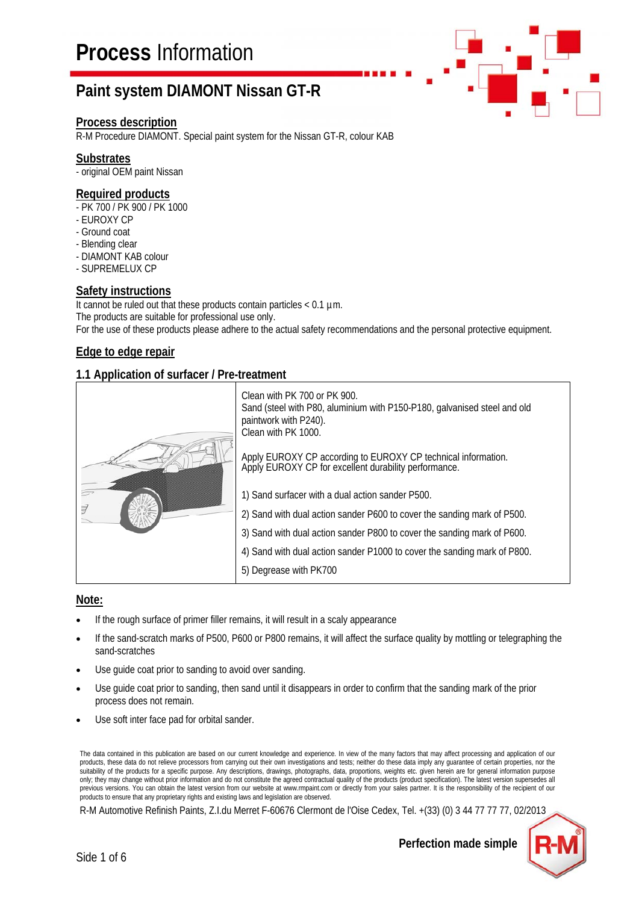# **Process** Information

## Paint system DIAMONT Nissan GT-R

### Process description

R-M Procedure DIAMONT. Special paint system for the Nissan GT-R, colour KAB

### Substrates

- original OEM paint Nissan

### Required products

- PK 700 / PK 900 / PK 1000
- EUROXY CP
- Ground coat
- Blending clear
- DIAMONT KAB colour
- SUPREMELUX CP

### Safety instructions

It cannot be ruled out that these products contain particles < 0.1 µm.
The products are suitable for professional use only.
For the use of these products please adhere to the actual safety recommendations and the personal protective equipment.

### Edge to edge repair

### 1.1 Application of surfacer / Pre-treatment

Clean with PK 700 or PK 900.
Sand (steel with P80, aluminium with P150-P180, galvanised steel and old paintwork with P240).
Clean with PK 1000.

Apply EUROXY CP according to EUROXY CP technical information.
Apply EUROXY CP for excellent durability performance.

1) Sand surfacer with a dual action sander P500.

2) Sand with dual action sander P600 to cover the sanding mark of P500.

3) Sand with dual action sander P800 to cover the sanding mark of P600.

4) Sand with dual action sander P1000 to cover the sanding mark of P800.

5) Degrease with PK700

### Note:

- If the rough surface of primer filler remains, it will result in a scaly appearance
- If the sand-scratch marks of P500, P600 or P800 remains, it will affect the surface quality by mottling or telegraphing the sand-scratches
- Use guide coat prior to sanding to avoid over sanding.
- Use guide coat prior to sanding, then sand until it disappears in order to confirm that the sanding mark of the prior process does not remain.
- Use soft inter face pad for orbital sander.

The data contained in this publication are based on our current knowledge and experience. In view of the many factors that may affect processing and application of our products, these data do not relieve processors from carrying out their own investigations and tests; neither do these data imply any guarantee of certain properties, nor the suitability of the products for a specific purpose. Any descriptions, drawings, photographs, data, proportions, weights etc. given herein are for general information purpose only; they may change without prior information and do not constitute the agreed contractual quality of the products (product specification). The latest version supersedes all previous versions. You can obtain the latest version from our website at www.rmpaint.com or directly from your sales partner. It is the responsibility of the recipient of our products to ensure that any proprietary rights and existing laws and legislation are observed.

R-M Automotive Refinish Paints, Z.I.du Merret F-60676 Clermont de l'Oise Cedex, Tel. +(33) (0) 3 44 77 77 77, 02/2013

**Perfection made simple**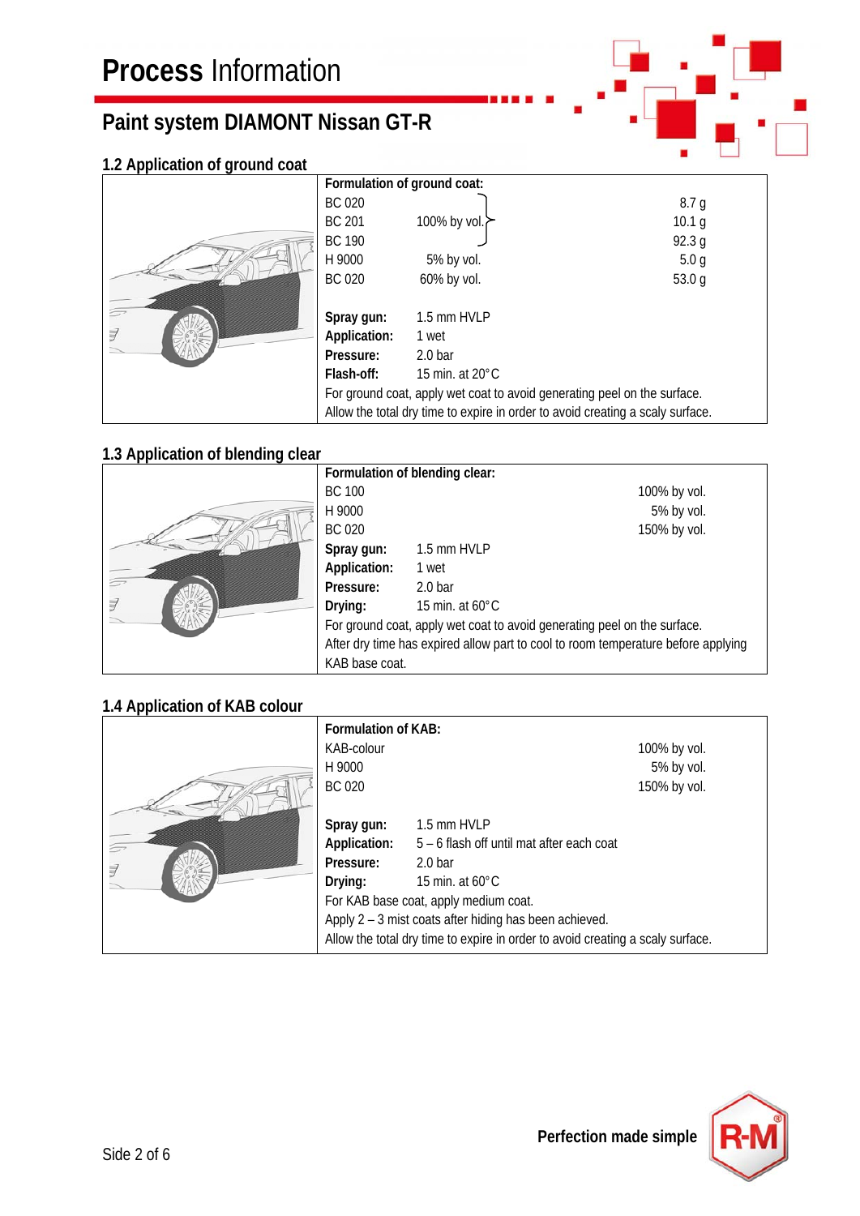# Process Information

## Paint system DIAMONT Nissan GT-R

### 1.2 Application of ground coat

**Formulation of ground coat:**

| | | |
|---|---|---|
| BC 020 | 100% by vol. | 8.7 g |
| BC 201 | | 10.1 g |
| BC 190 | | 92.3 g |
| H 9000 | 5% by vol. | 5.0 g |
| BC 020 | 60% by vol. | 53.0 g |

**Spray gun:** 1.5 mm HVLP
**Application:** 1 wet
**Pressure:** 2.0 bar
**Flash-off:** 15 min. at 20°C

For ground coat, apply wet coat to avoid generating peel on the surface.
Allow the total dry time to expire in order to avoid creating a scaly surface.

### 1.3 Application of blending clear

**Formulation of blending clear:**

| | |
|---|---|
| BC 100 | 100% by vol. |
| H 9000 | 5% by vol. |
| BC 020 | 150% by vol. |

**Spray gun:** 1.5 mm HVLP
**Application:** 1 wet
**Pressure:** 2.0 bar
**Drying:** 15 min. at 60°C

For ground coat, apply wet coat to avoid generating peel on the surface.
After dry time has expired allow part to cool to room temperature before applying KAB base coat.

### 1.4 Application of KAB colour

**Formulation of KAB:**

| | |
|---|---|
| KAB-colour | 100% by vol. |
| H 9000 | 5% by vol. |
| BC 020 | 150% by vol. |

**Spray gun:** 1.5 mm HVLP
**Application:** 5 – 6 flash off until mat after each coat
**Pressure:** 2.0 bar
**Drying:** 15 min. at 60°C

For KAB base coat, apply medium coat.
Apply 2 – 3 mist coats after hiding has been achieved.
Allow the total dry time to expire in order to avoid creating a scaly surface.

Perfection made simple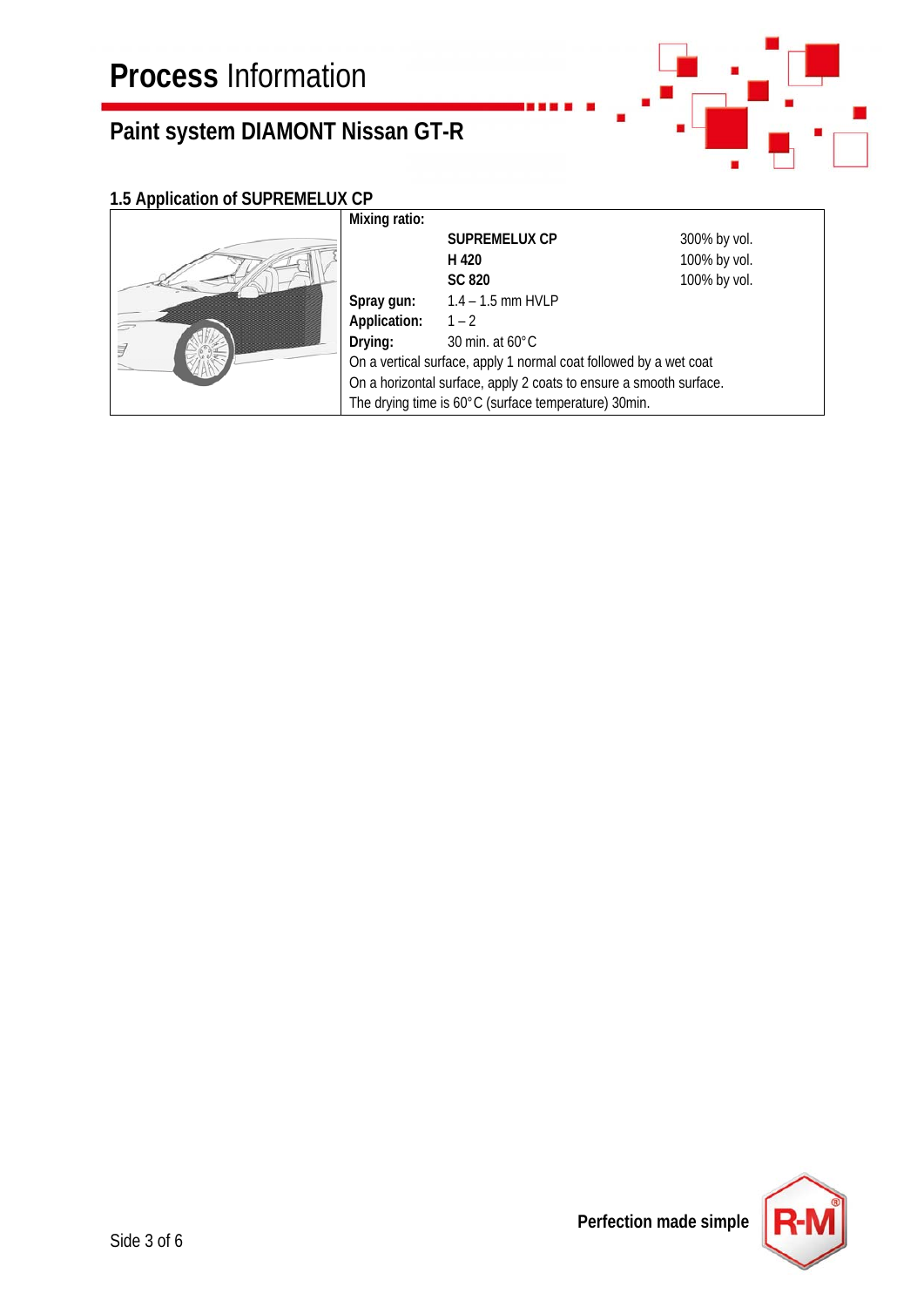# Process Information

## Paint system DIAMONT Nissan GT-R

### 1.5 Application of SUPREMELUX CP

**Mixing ratio:**

| | | |
|---|---|---|
| | **SUPREMELUX CP** | 300% by vol. |
| | **H 420** | 100% by vol. |
| | **SC 820** | 100% by vol. |
| **Spray gun:** | 1.4 – 1.5 mm HVLP | |
| **Application:** | 1 – 2 | |
| **Drying:** | 30 min. at 60°C | |

On a vertical surface, apply 1 normal coat followed by a wet coat

On a horizontal surface, apply 2 coats to ensure a smooth surface.

The drying time is 60°C (surface temperature) 30min.

**Perfection made simple**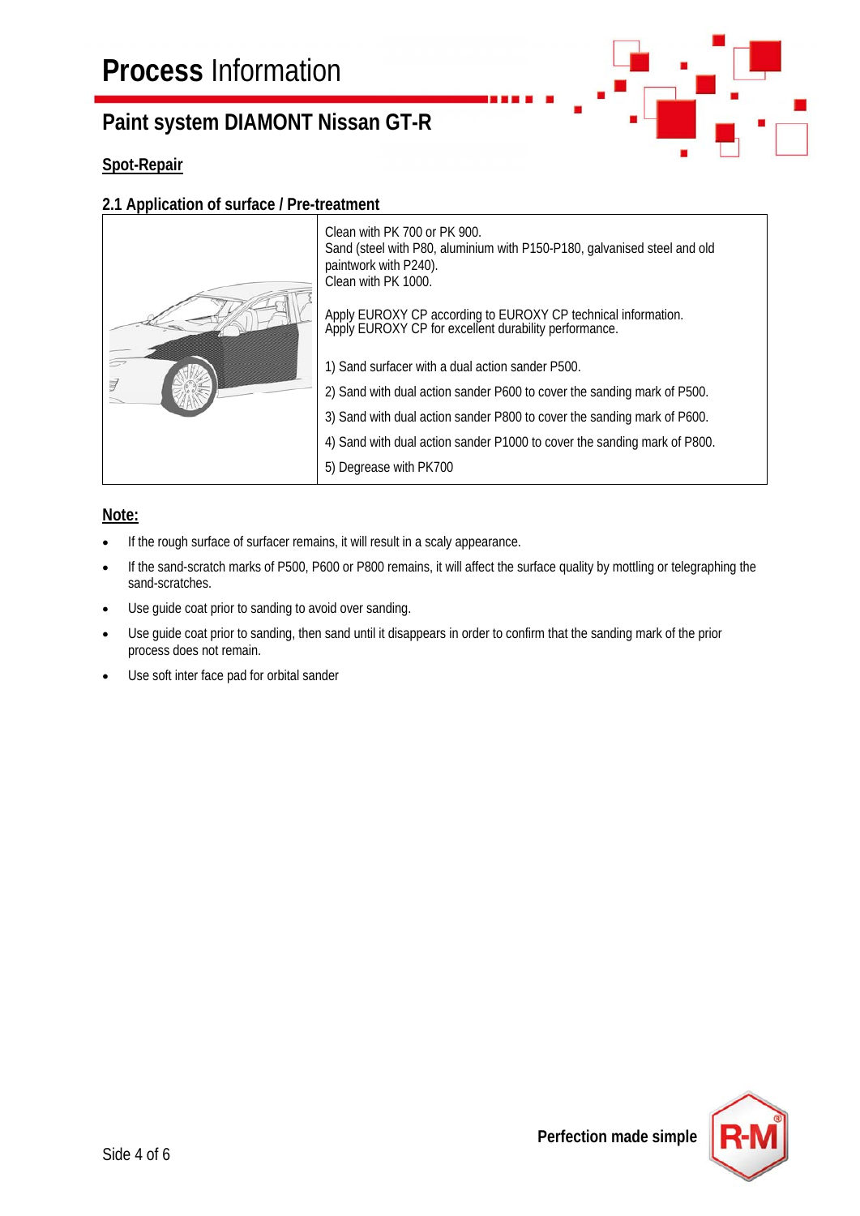# Process Information

## Paint system DIAMONT Nissan GT-R

**Spot-Repair**

### 2.1 Application of surface / Pre-treatment

| | |
|---|---|
| | Clean with PK 700 or PK 900.<br>Sand (steel with P80, aluminium with P150-P180, galvanised steel and old paintwork with P240).<br>Clean with PK 1000.<br><br>Apply EUROXY CP according to EUROXY CP technical information.<br>Apply EUROXY CP for excellent durability performance.<br><br>1) Sand surfacer with a dual action sander P500.<br>2) Sand with dual action sander P600 to cover the sanding mark of P500.<br>3) Sand with dual action sander P800 to cover the sanding mark of P600.<br>4) Sand with dual action sander P1000 to cover the sanding mark of P800.<br>5) Degrease with PK700 |

**Note:**

- If the rough surface of surfacer remains, it will result in a scaly appearance.
- If the sand-scratch marks of P500, P600 or P800 remains, it will affect the surface quality by mottling or telegraphing the sand-scratches.
- Use guide coat prior to sanding to avoid over sanding.
- Use guide coat prior to sanding, then sand until it disappears in order to confirm that the sanding mark of the prior process does not remain.
- Use soft inter face pad for orbital sander

**Perfection made simple**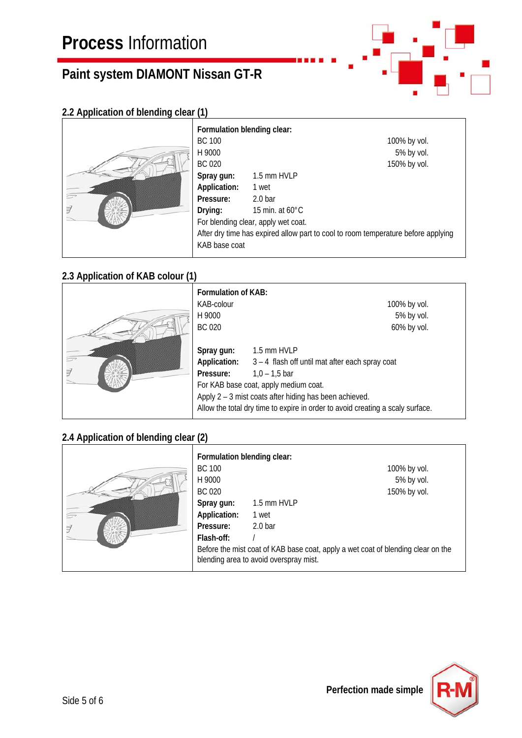# **Process** Information

## Paint system DIAMONT Nissan GT-R

### 2.2 Application of blending clear (1)

**Formulation blending clear:**

| | |
|---|---|
| BC 100 | 100% by vol. |
| H 9000 | 5% by vol. |
| BC 020 | 150% by vol. |

**Spray gun:** 1.5 mm HVLP
**Application:** 1 wet
**Pressure:** 2.0 bar
**Drying:** 15 min. at 60°C

For blending clear, apply wet coat.
After dry time has expired allow part to cool to room temperature before applying KAB base coat

### 2.3 Application of KAB colour (1)

**Formulation of KAB:**

| | |
|---|---|
| KAB-colour | 100% by vol. |
| H 9000 | 5% by vol. |
| BC 020 | 60% by vol. |

**Spray gun:** 1.5 mm HVLP
**Application:** 3 – 4 flash off until mat after each spray coat
**Pressure:** 1,0 – 1,5 bar

For KAB base coat, apply medium coat.
Apply 2 – 3 mist coats after hiding has been achieved.
Allow the total dry time to expire in order to avoid creating a scaly surface.

### 2.4 Application of blending clear (2)

**Formulation blending clear:**

| | |
|---|---|
| BC 100 | 100% by vol. |
| H 9000 | 5% by vol. |
| BC 020 | 150% by vol. |

**Spray gun:** 1.5 mm HVLP
**Application:** 1 wet
**Pressure:** 2.0 bar
**Flash-off:** /

Before the mist coat of KAB base coat, apply a wet coat of blending clear on the blending area to avoid overspray mist.

**Perfection made simple**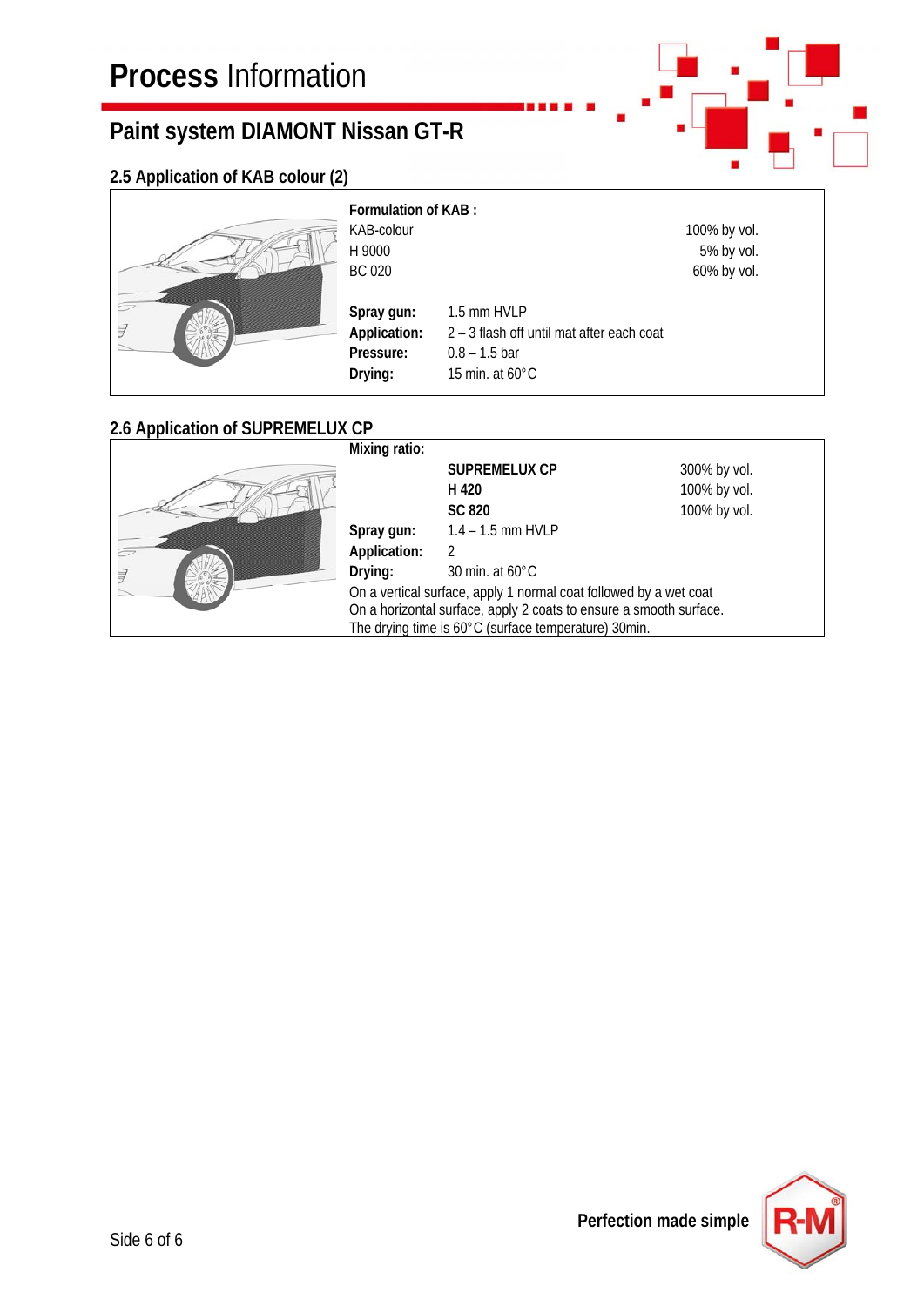# Process Information

## Paint system DIAMONT Nissan GT-R

### 2.5 Application of KAB colour (2)

| | | |
|---|---|---|
| **Formulation of KAB :** | | |
| KAB-colour | | 100% by vol. |
| H 9000 | | 5% by vol. |
| BC 020 | | 60% by vol. |
| **Spray gun:** | 1.5 mm HVLP | |
| **Application:** | 2 – 3 flash off until mat after each coat | |
| **Pressure:** | 0.8 – 1.5 bar | |
| **Drying:** | 15 min. at 60°C | |

### 2.6 Application of SUPREMELUX CP

| | | |
|---|---|---|
| **Mixing ratio:** | | |
| | **SUPREMELUX CP** | 300% by vol. |
| | **H 420** | 100% by vol. |
| | **SC 820** | 100% by vol. |
| **Spray gun:** | 1.4 – 1.5 mm HVLP | |
| **Application:** | 2 | |
| **Drying:** | 30 min. at 60°C | |

On a vertical surface, apply 1 normal coat followed by a wet coat
On a horizontal surface, apply 2 coats to ensure a smooth surface.
The drying time is 60°C (surface temperature) 30min.

**Perfection made simple**